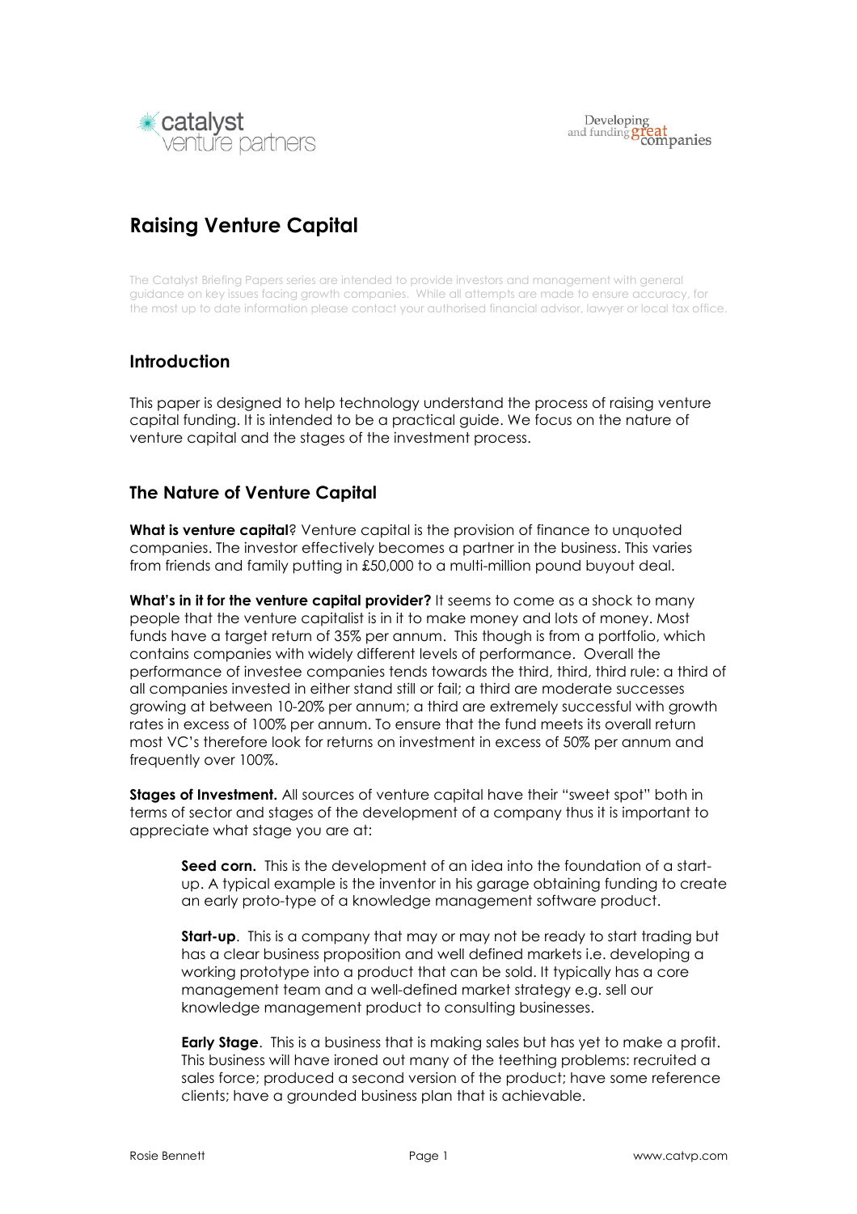# Raising Venture Capital

The Catalyst Briefing Papers series are intended to provide investors and management with general guidance on key issues facing growth companies. While all attempts are made to ensure accuracy, for the most up to date information please contact your authorised financial advisor, lawyer or local tax office.

## Introduction

This paper is designed to help technology understand the process of raising venture capital funding. It is intended to be a practical guide. We focus on the nature of venture capital and the stages of the investment process.

## The Nature of Venture Capital

**What is venture capital**? Venture capital is the provision of finance to unquoted companies. The investor effectively becomes a partner in the business. This varies from friends and family putting in £50,000 to a multi-million pound buyout deal.

**What's in it for the venture capital provider?** It seems to come as a shock to many people that the venture capitalist is in it to make money and lots of money. Most funds have a target return of 35% per annum. This though is from a portfolio, which contains companies with widely different levels of performance. Overall the performance of investee companies tends towards the third, third, third rule: a third of all companies invested in either stand still or fail; a third are moderate successes growing at between 10-20% per annum; a third are extremely successful with growth rates in excess of 100% per annum. To ensure that the fund meets its overall return most VC's therefore look for returns on investment in excess of 50% per annum and frequently over 100%.

**Stages of Investment.** All sources of venture capital have their "sweet spot" both in terms of sector and stages of the development of a company thus it is important to appreciate what stage you are at:

> **Seed corn.** This is the development of an idea into the foundation of a start-up. A typical example is the inventor in his garage obtaining funding to create an early proto-type of a knowledge management software product.
>
> **Start-up**. This is a company that may or may not be ready to start trading but has a clear business proposition and well defined markets i.e. developing a working prototype into a product that can be sold. It typically has a core management team and a well-defined market strategy e.g. sell our knowledge management product to consulting businesses.
>
> **Early Stage**. This is a business that is making sales but has yet to make a profit. This business will have ironed out many of the teething problems: recruited a sales force; produced a second version of the product; have some reference clients; have a grounded business plan that is achievable.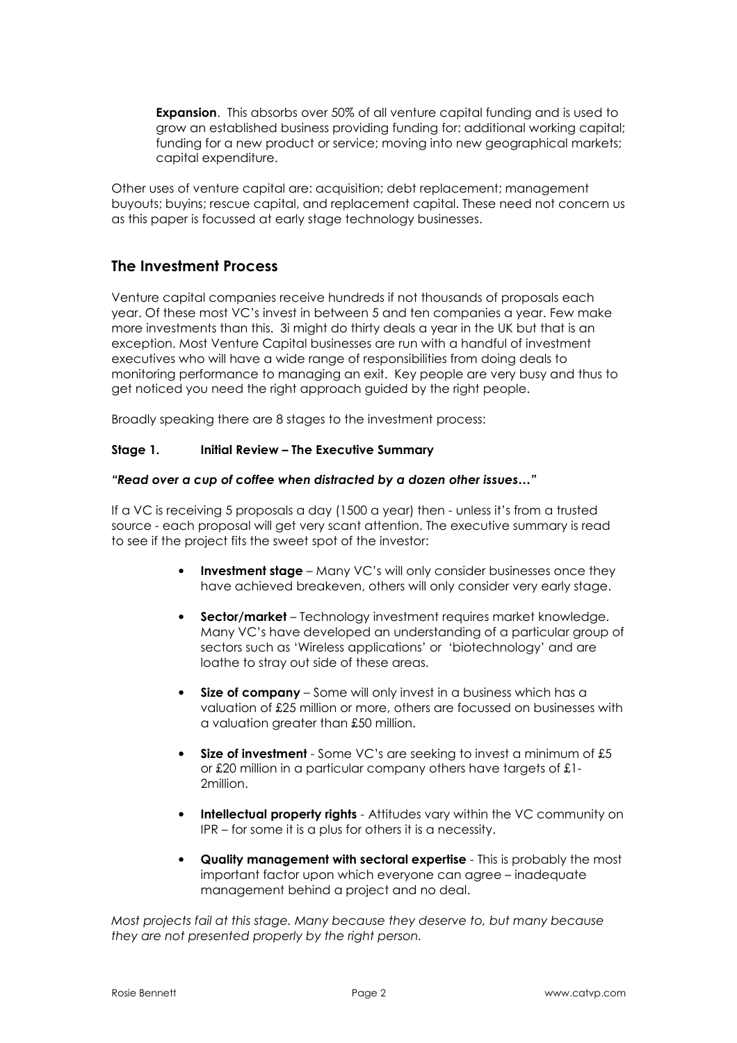**Expansion**. This absorbs over 50% of all venture capital funding and is used to grow an established business providing funding for: additional working capital; funding for a new product or service; moving into new geographical markets; capital expenditure.

Other uses of venture capital are: acquisition; debt replacement; management buyouts; buyins; rescue capital, and replacement capital. These need not concern us as this paper is focussed at early stage technology businesses.

## The Investment Process

Venture capital companies receive hundreds if not thousands of proposals each year. Of these most VC's invest in between 5 and ten companies a year. Few make more investments than this. 3i might do thirty deals a year in the UK but that is an exception. Most Venture Capital businesses are run with a handful of investment executives who will have a wide range of responsibilities from doing deals to monitoring performance to managing an exit. Key people are very busy and thus to get noticed you need the right approach guided by the right people.

Broadly speaking there are 8 stages to the investment process:

### Stage 1. Initial Review – The Executive Summary

***"Read over a cup of coffee when distracted by a dozen other issues…"***

If a VC is receiving 5 proposals a day (1500 a year) then - unless it's from a trusted source - each proposal will get very scant attention. The executive summary is read to see if the project fits the sweet spot of the investor:

- **Investment stage** – Many VC's will only consider businesses once they have achieved breakeven, others will only consider very early stage.
- **Sector/market** – Technology investment requires market knowledge. Many VC's have developed an understanding of a particular group of sectors such as 'Wireless applications' or 'biotechnology' and are loathe to stray out side of these areas.
- **Size of company** – Some will only invest in a business which has a valuation of £25 million or more, others are focussed on businesses with a valuation greater than £50 million.
- **Size of investment** - Some VC's are seeking to invest a minimum of £5 or £20 million in a particular company others have targets of £1-2million.
- **Intellectual property rights** - Attitudes vary within the VC community on IPR – for some it is a plus for others it is a necessity.
- **Quality management with sectoral expertise** - This is probably the most important factor upon which everyone can agree – inadequate management behind a project and no deal.

*Most projects fail at this stage. Many because they deserve to, but many because they are not presented properly by the right person.*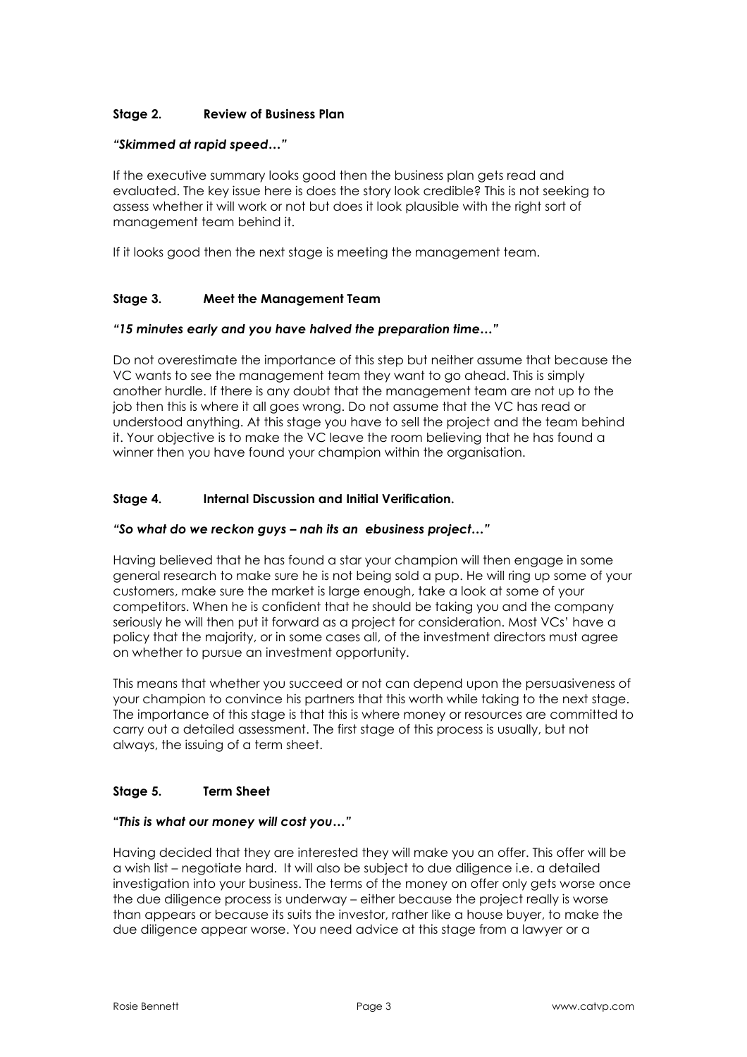### Stage 2. Review of Business Plan

***"Skimmed at rapid speed…"***

If the executive summary looks good then the business plan gets read and evaluated. The key issue here is does the story look credible? This is not seeking to assess whether it will work or not but does it look plausible with the right sort of management team behind it.

If it looks good then the next stage is meeting the management team.

### Stage 3. Meet the Management Team

***"15 minutes early and you have halved the preparation time…"***

Do not overestimate the importance of this step but neither assume that because the VC wants to see the management team they want to go ahead. This is simply another hurdle. If there is any doubt that the management team are not up to the job then this is where it all goes wrong. Do not assume that the VC has read or understood anything. At this stage you have to sell the project and the team behind it. Your objective is to make the VC leave the room believing that he has found a winner then you have found your champion within the organisation.

### Stage 4. Internal Discussion and Initial Verification.

***"So what do we reckon guys – nah its an ebusiness project…"***

Having believed that he has found a star your champion will then engage in some general research to make sure he is not being sold a pup. He will ring up some of your customers, make sure the market is large enough, take a look at some of your competitors. When he is confident that he should be taking you and the company seriously he will then put it forward as a project for consideration. Most VCs' have a policy that the majority, or in some cases all, of the investment directors must agree on whether to pursue an investment opportunity.

This means that whether you succeed or not can depend upon the persuasiveness of your champion to convince his partners that this worth while taking to the next stage. The importance of this stage is that this is where money or resources are committed to carry out a detailed assessment. The first stage of this process is usually, but not always, the issuing of a term sheet.

### Stage 5. Term Sheet

***"This is what our money will cost you…"***

Having decided that they are interested they will make you an offer. This offer will be a wish list – negotiate hard. It will also be subject to due diligence i.e. a detailed investigation into your business. The terms of the money on offer only gets worse once the due diligence process is underway – either because the project really is worse than appears or because its suits the investor, rather like a house buyer, to make the due diligence appear worse. You need advice at this stage from a lawyer or a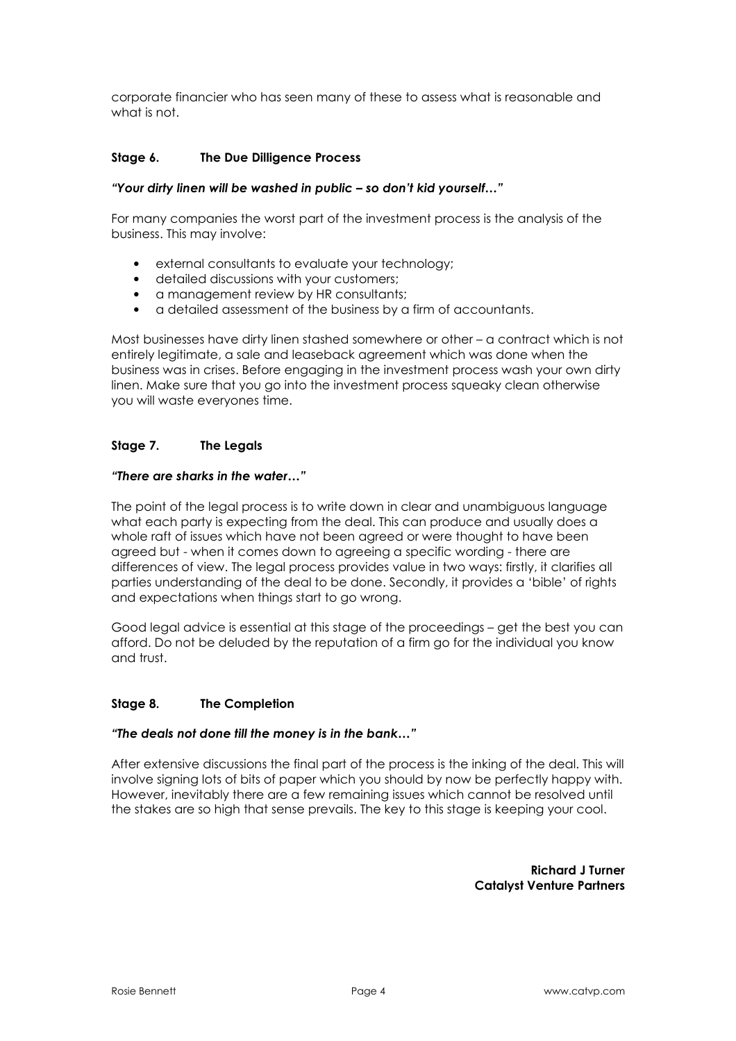corporate financier who has seen many of these to assess what is reasonable and what is not.

### Stage 6. The Due Dilligence Process

***"Your dirty linen will be washed in public – so don't kid yourself…"***

For many companies the worst part of the investment process is the analysis of the business. This may involve:

- external consultants to evaluate your technology;
- detailed discussions with your customers;
- a management review by HR consultants;
- a detailed assessment of the business by a firm of accountants.

Most businesses have dirty linen stashed somewhere or other – a contract which is not entirely legitimate, a sale and leaseback agreement which was done when the business was in crises. Before engaging in the investment process wash your own dirty linen. Make sure that you go into the investment process squeaky clean otherwise you will waste everyones time.

### Stage 7. The Legals

***"There are sharks in the water…"***

The point of the legal process is to write down in clear and unambiguous language what each party is expecting from the deal. This can produce and usually does a whole raft of issues which have not been agreed or were thought to have been agreed but - when it comes down to agreeing a specific wording - there are differences of view. The legal process provides value in two ways: firstly, it clarifies all parties understanding of the deal to be done. Secondly, it provides a 'bible' of rights and expectations when things start to go wrong.

Good legal advice is essential at this stage of the proceedings – get the best you can afford. Do not be deluded by the reputation of a firm go for the individual you know and trust.

### Stage 8. The Completion

***"The deals not done till the money is in the bank…"***

After extensive discussions the final part of the process is the inking of the deal. This will involve signing lots of bits of paper which you should by now be perfectly happy with. However, inevitably there are a few remaining issues which cannot be resolved until the stakes are so high that sense prevails. The key to this stage is keeping your cool.

**Richard J Turner**
**Catalyst Venture Partners**